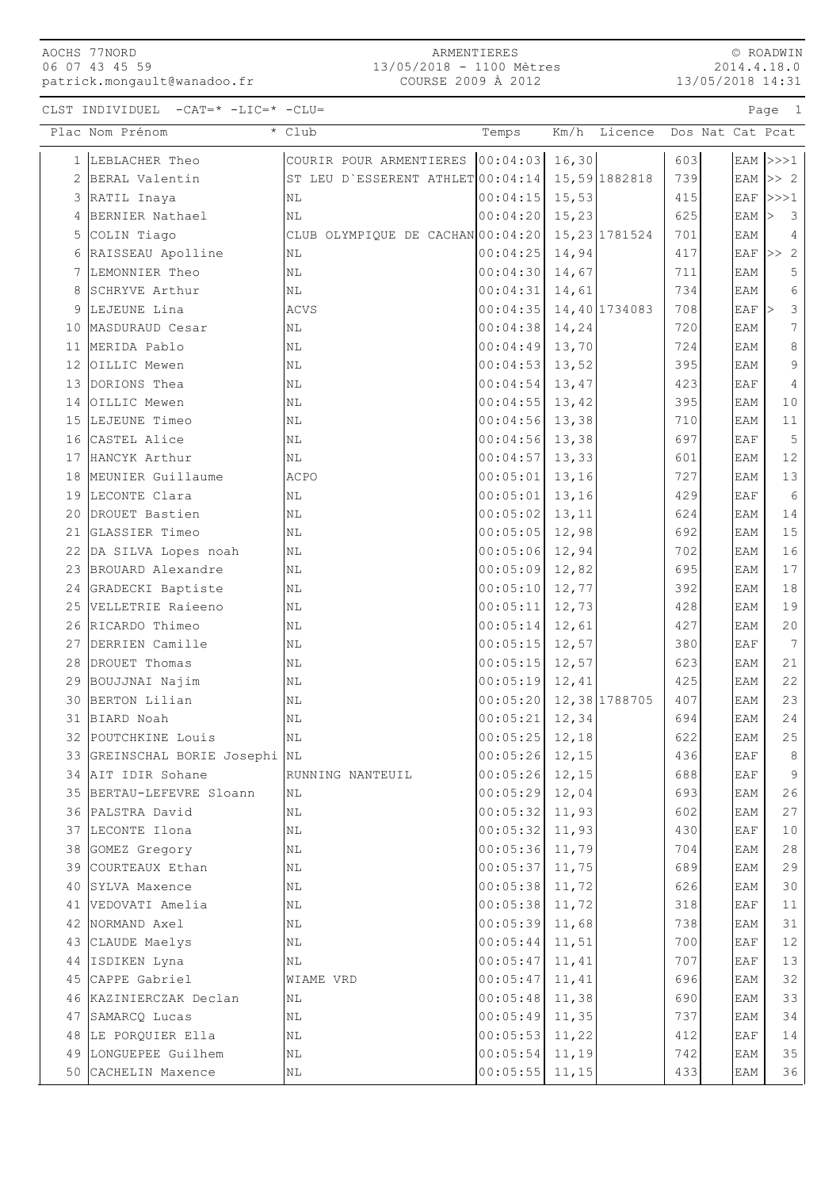AOCHS 77NORD
06 07 43 45 59
patrick.mongault@wanadoo.fr

ARMENTIERES
13/05/2018 - 1100 Mètres
COURSE 2009 À 2012

© ROADWIN
2014.4.18.0
13/05/2018 14:31

CLST INDIVIDUEL -CAT=* -LIC=* -CLU=

| Plac | Nom Prénom | * Club | Temps | Km/h | Licence | Dos | Nat | Cat | Pcat |
|---|---|---|---|---|---|---|---|---|---|
| 1 | LEBLACHER Theo | COURIR POUR ARMENTIERES | 00:04:03 | 16,30 | | 603 | | EAM | >>>1 |
| 2 | BERAL Valentin | ST LEU D`ESSERENT ATHLET | 00:04:14 | 15,59 | 1882818 | 739 | | EAM | >> 2 |
| 3 | RATIL Inaya | NL | 00:04:15 | 15,53 | | 415 | | EAF | >>>1 |
| 4 | BERNIER Nathael | NL | 00:04:20 | 15,23 | | 625 | | EAM | > 3 |
| 5 | COLIN Tiago | CLUB OLYMPIQUE DE CACHAN | 00:04:20 | 15,23 | 1781524 | 701 | | EAM | 4 |
| 6 | RAISSEAU Apolline | NL | 00:04:25 | 14,94 | | 417 | | EAF | >> 2 |
| 7 | LEMONNIER Theo | NL | 00:04:30 | 14,67 | | 711 | | EAM | 5 |
| 8 | SCHRYVE Arthur | NL | 00:04:31 | 14,61 | | 734 | | EAM | 6 |
| 9 | LEJEUNE Lina | ACVS | 00:04:35 | 14,40 | 1734083 | 708 | | EAF | > 3 |
| 10 | MASDURAUD Cesar | NL | 00:04:38 | 14,24 | | 720 | | EAM | 7 |
| 11 | MERIDA Pablo | NL | 00:04:49 | 13,70 | | 724 | | EAM | 8 |
| 12 | OILLIC Mewen | NL | 00:04:53 | 13,52 | | 395 | | EAM | 9 |
| 13 | DORIONS Thea | NL | 00:04:54 | 13,47 | | 423 | | EAF | 4 |
| 14 | OILLIC Mewen | NL | 00:04:55 | 13,42 | | 395 | | EAM | 10 |
| 15 | LEJEUNE Timeo | NL | 00:04:56 | 13,38 | | 710 | | EAM | 11 |
| 16 | CASTEL Alice | NL | 00:04:56 | 13,38 | | 697 | | EAF | 5 |
| 17 | HANCYK Arthur | NL | 00:04:57 | 13,33 | | 601 | | EAM | 12 |
| 18 | MEUNIER Guillaume | ACPO | 00:05:01 | 13,16 | | 727 | | EAM | 13 |
| 19 | LECONTE Clara | NL | 00:05:01 | 13,16 | | 429 | | EAF | 6 |
| 20 | DROUET Bastien | NL | 00:05:02 | 13,11 | | 624 | | EAM | 14 |
| 21 | GLASSIER Timeo | NL | 00:05:05 | 12,98 | | 692 | | EAM | 15 |
| 22 | DA SILVA Lopes noah | NL | 00:05:06 | 12,94 | | 702 | | EAM | 16 |
| 23 | BROUARD Alexandre | NL | 00:05:09 | 12,82 | | 695 | | EAM | 17 |
| 24 | GRADECKI Baptiste | NL | 00:05:10 | 12,77 | | 392 | | EAM | 18 |
| 25 | VELLETRIE Raieeno | NL | 00:05:11 | 12,73 | | 428 | | EAM | 19 |
| 26 | RICARDO Thimeo | NL | 00:05:14 | 12,61 | | 427 | | EAM | 20 |
| 27 | DERRIEN Camille | NL | 00:05:15 | 12,57 | | 380 | | EAF | 7 |
| 28 | DROUET Thomas | NL | 00:05:15 | 12,57 | | 623 | | EAM | 21 |
| 29 | BOUJJNAI Najim | NL | 00:05:19 | 12,41 | | 425 | | EAM | 22 |
| 30 | BERTON Lilian | NL | 00:05:20 | 12,38 | 1788705 | 407 | | EAM | 23 |
| 31 | BIARD Noah | NL | 00:05:21 | 12,34 | | 694 | | EAM | 24 |
| 32 | POUTCHKINE Louis | NL | 00:05:25 | 12,18 | | 622 | | EAM | 25 |
| 33 | GREINSCHAL BORIE Josephi | NL | 00:05:26 | 12,15 | | 436 | | EAF | 8 |
| 34 | AIT IDIR Sohane | RUNNING NANTEUIL | 00:05:26 | 12,15 | | 688 | | EAF | 9 |
| 35 | BERTAU-LEFEVRE Sloann | NL | 00:05:29 | 12,04 | | 693 | | EAM | 26 |
| 36 | PALSTRA David | NL | 00:05:32 | 11,93 | | 602 | | EAM | 27 |
| 37 | LECONTE Ilona | NL | 00:05:32 | 11,93 | | 430 | | EAF | 10 |
| 38 | GOMEZ Gregory | NL | 00:05:36 | 11,79 | | 704 | | EAM | 28 |
| 39 | COURTEAUX Ethan | NL | 00:05:37 | 11,75 | | 689 | | EAM | 29 |
| 40 | SYLVA Maxence | NL | 00:05:38 | 11,72 | | 626 | | EAM | 30 |
| 41 | VEDOVATI Amelia | NL | 00:05:38 | 11,72 | | 318 | | EAF | 11 |
| 42 | NORMAND Axel | NL | 00:05:39 | 11,68 | | 738 | | EAM | 31 |
| 43 | CLAUDE Maelys | NL | 00:05:44 | 11,51 | | 700 | | EAF | 12 |
| 44 | ISDIKEN Lyna | NL | 00:05:47 | 11,41 | | 707 | | EAF | 13 |
| 45 | CAPPE Gabriel | WIAME VRD | 00:05:47 | 11,41 | | 696 | | EAM | 32 |
| 46 | KAZINIERCZAK Declan | NL | 00:05:48 | 11,38 | | 690 | | EAM | 33 |
| 47 | SAMARCQ Lucas | NL | 00:05:49 | 11,35 | | 737 | | EAM | 34 |
| 48 | LE PORQUIER Ella | NL | 00:05:53 | 11,22 | | 412 | | EAF | 14 |
| 49 | LONGUEPEE Guilhem | NL | 00:05:54 | 11,19 | | 742 | | EAM | 35 |
| 50 | CACHELIN Maxence | NL | 00:05:55 | 11,15 | | 433 | | EAM | 36 |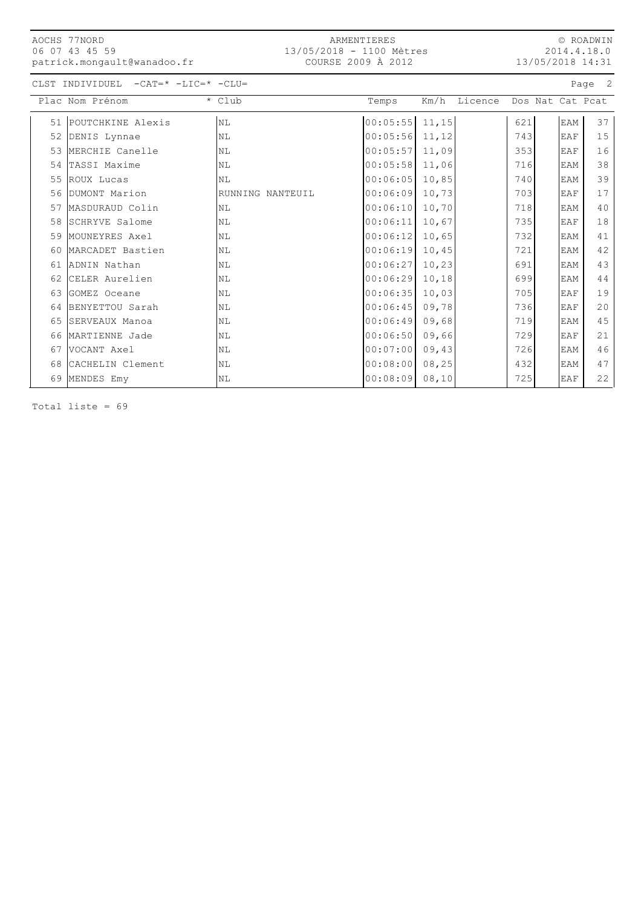CLST INDIVIDUEL -CAT=* -LIC=* -CLU=

| Plac | Nom Prénom | * Club | Temps | Km/h | Licence | Dos | Nat | Cat | Pcat |
|---|---|---|---|---|---|---|---|---|---|
| 51 | POUTCHKINE Alexis | NL | 00:05:55 | 11,15 | | 621 | | EAM | 37 |
| 52 | DENIS Lynnae | NL | 00:05:56 | 11,12 | | 743 | | EAF | 15 |
| 53 | MERCHIE Canelle | NL | 00:05:57 | 11,09 | | 353 | | EAF | 16 |
| 54 | TASSI Maxime | NL | 00:05:58 | 11,06 | | 716 | | EAM | 38 |
| 55 | ROUX Lucas | NL | 00:06:05 | 10,85 | | 740 | | EAM | 39 |
| 56 | DUMONT Marion | RUNNING NANTEUIL | 00:06:09 | 10,73 | | 703 | | EAF | 17 |
| 57 | MASDURAUD Colin | NL | 00:06:10 | 10,70 | | 718 | | EAM | 40 |
| 58 | SCHRYVE Salome | NL | 00:06:11 | 10,67 | | 735 | | EAF | 18 |
| 59 | MOUNEYRES Axel | NL | 00:06:12 | 10,65 | | 732 | | EAM | 41 |
| 60 | MARCADET Bastien | NL | 00:06:19 | 10,45 | | 721 | | EAM | 42 |
| 61 | ADNIN Nathan | NL | 00:06:27 | 10,23 | | 691 | | EAM | 43 |
| 62 | CELER Aurelien | NL | 00:06:29 | 10,18 | | 699 | | EAM | 44 |
| 63 | GOMEZ Oceane | NL | 00:06:35 | 10,03 | | 705 | | EAF | 19 |
| 64 | BENYETTOU Sarah | NL | 00:06:45 | 09,78 | | 736 | | EAF | 20 |
| 65 | SERVEAUX Manoa | NL | 00:06:49 | 09,68 | | 719 | | EAM | 45 |
| 66 | MARTIENNE Jade | NL | 00:06:50 | 09,66 | | 729 | | EAF | 21 |
| 67 | VOCANT Axel | NL | 00:07:00 | 09,43 | | 726 | | EAM | 46 |
| 68 | CACHELIN Clement | NL | 00:08:00 | 08,25 | | 432 | | EAM | 47 |
| 69 | MENDES Emy | NL | 00:08:09 | 08,10 | | 725 | | EAF | 22 |

Total liste = 69